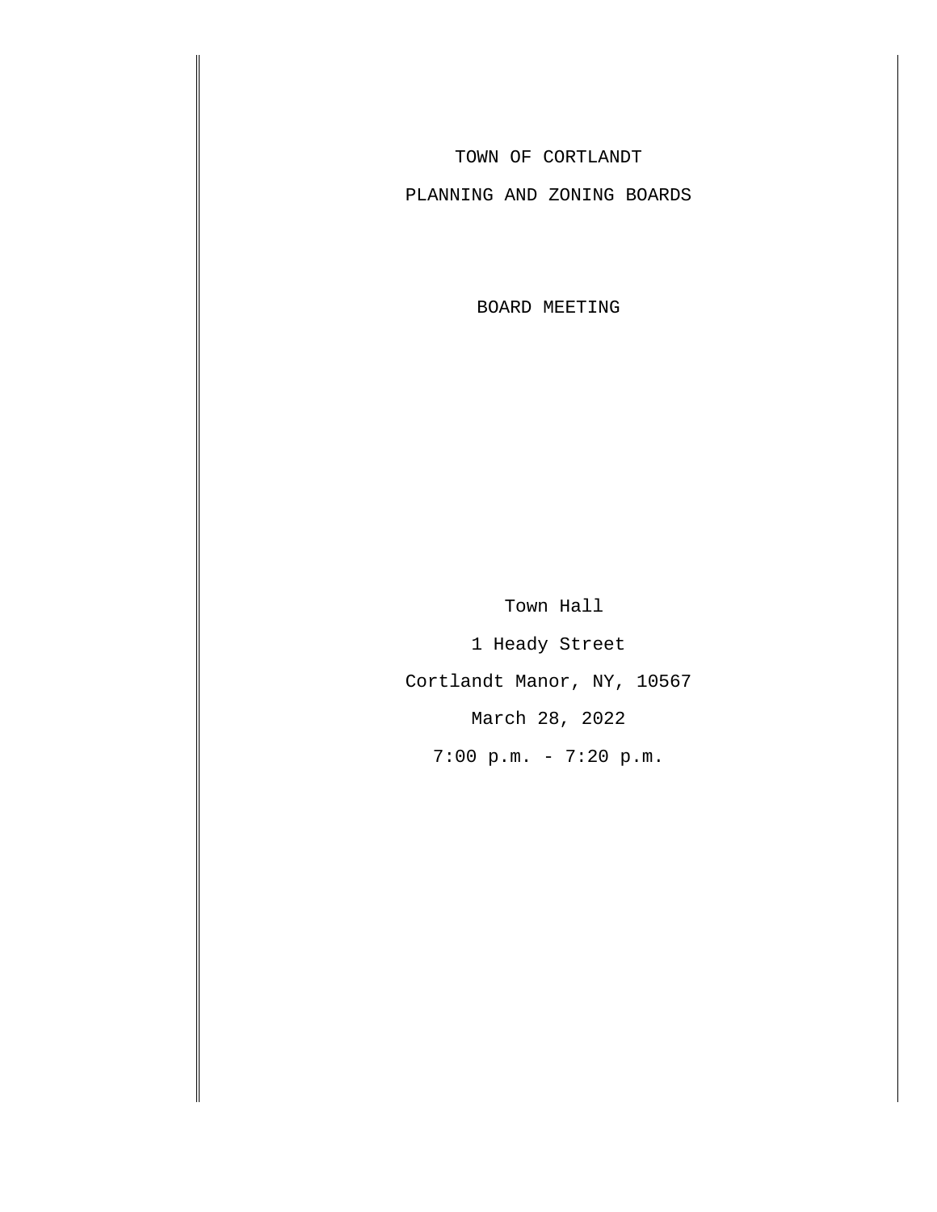# TOWN OF CORTLANDT

## PLANNING AND ZONING BOARDS

### BOARD MEETING

Town Hall

1 Heady Street

Cortlandt Manor, NY, 10567

March 28, 2022

7:00 p.m. - 7:20 p.m.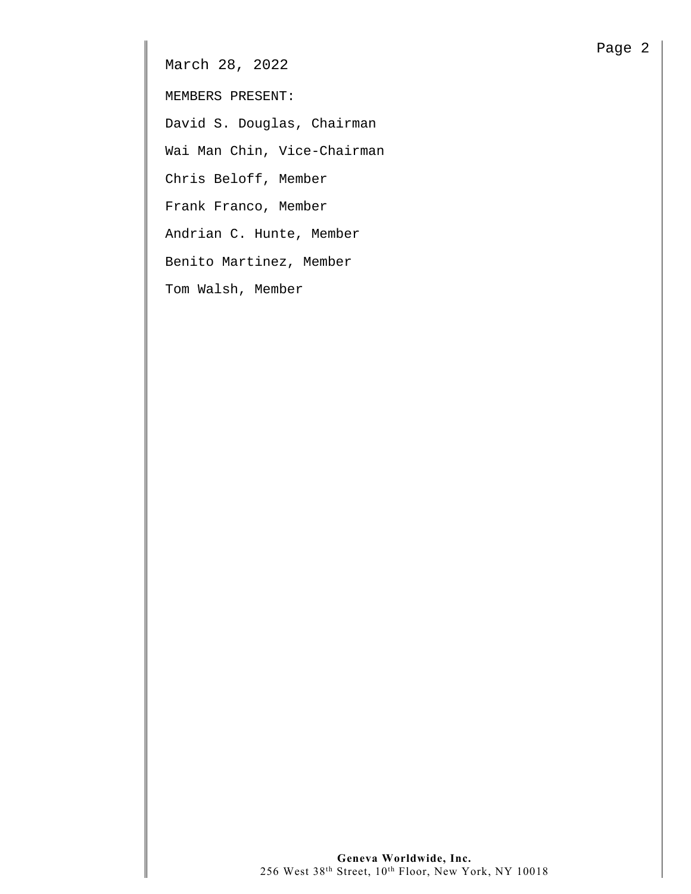March 28, 2022

MEMBERS PRESENT:

David S. Douglas, Chairman

Wai Man Chin, Vice-Chairman

Chris Beloff, Member

Frank Franco, Member

Andrian C. Hunte, Member

Benito Martinez, Member

Tom Walsh, Member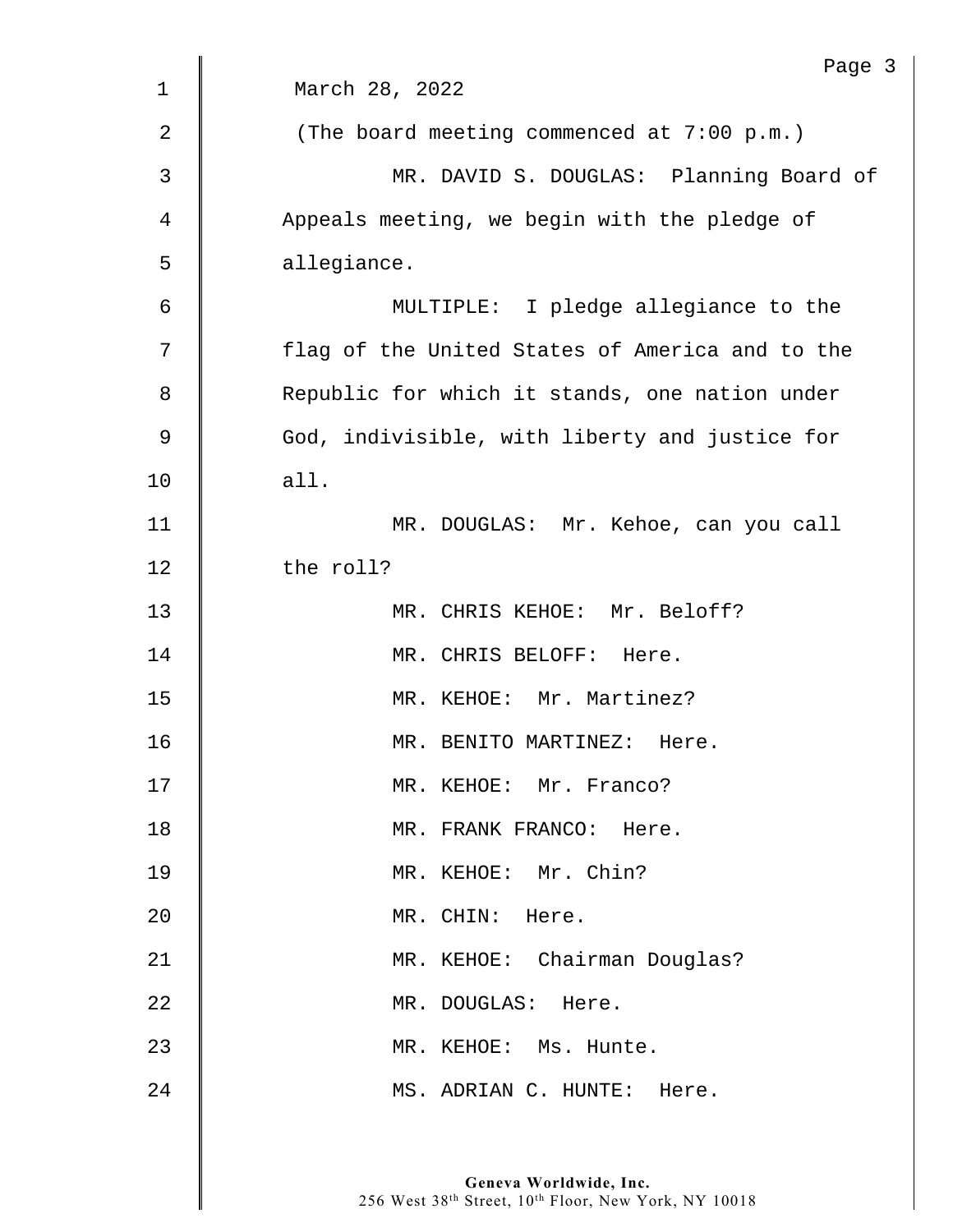March 28, 2022

(The board meeting commenced at 7:00 p.m.)

MR. DAVID S. DOUGLAS: Planning Board of Appeals meeting, we begin with the pledge of allegiance.

MULTIPLE: I pledge allegiance to the flag of the United States of America and to the Republic for which it stands, one nation under God, indivisible, with liberty and justice for all.

MR. DOUGLAS: Mr. Kehoe, can you call the roll?

MR. CHRIS KEHOE: Mr. Beloff?

MR. CHRIS BELOFF: Here.

MR. KEHOE: Mr. Martinez?

MR. BENITO MARTINEZ: Here.

MR. KEHOE: Mr. Franco?

MR. FRANK FRANCO: Here.

MR. KEHOE: Mr. Chin?

MR. CHIN: Here.

MR. KEHOE: Chairman Douglas?

MR. DOUGLAS: Here.

MR. KEHOE: Ms. Hunte.

MS. ADRIAN C. HUNTE: Here.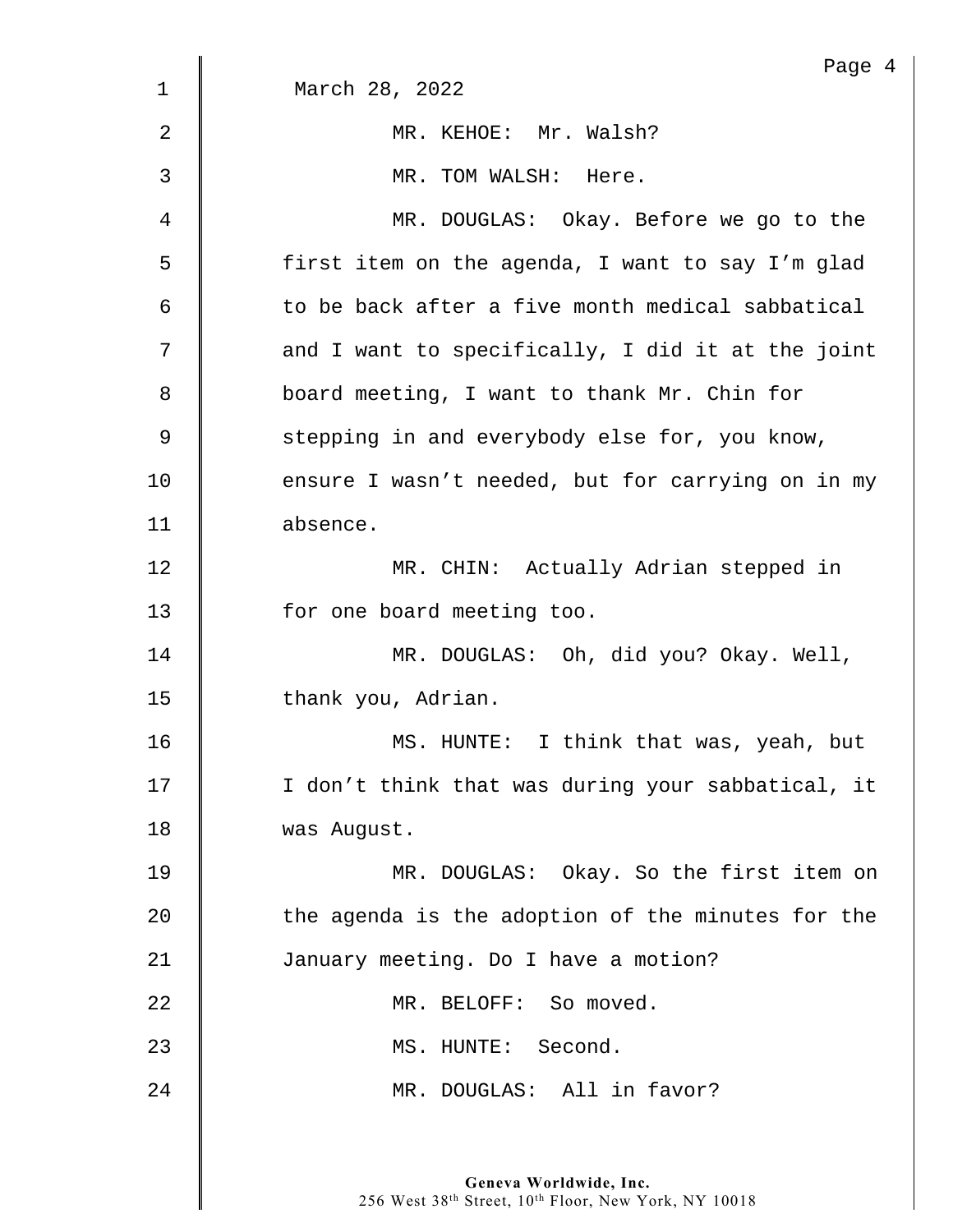March 28, 2022

MR. KEHOE: Mr. Walsh?

MR. TOM WALSH: Here.

MR. DOUGLAS: Okay. Before we go to the first item on the agenda, I want to say I'm glad to be back after a five month medical sabbatical and I want to specifically, I did it at the joint board meeting, I want to thank Mr. Chin for stepping in and everybody else for, you know, ensure I wasn't needed, but for carrying on in my absence.

MR. CHIN: Actually Adrian stepped in for one board meeting too.

MR. DOUGLAS: Oh, did you? Okay. Well, thank you, Adrian.

MS. HUNTE: I think that was, yeah, but I don't think that was during your sabbatical, it was August.

MR. DOUGLAS: Okay. So the first item on the agenda is the adoption of the minutes for the January meeting. Do I have a motion?

MR. BELOFF: So moved.

MS. HUNTE: Second.

MR. DOUGLAS: All in favor?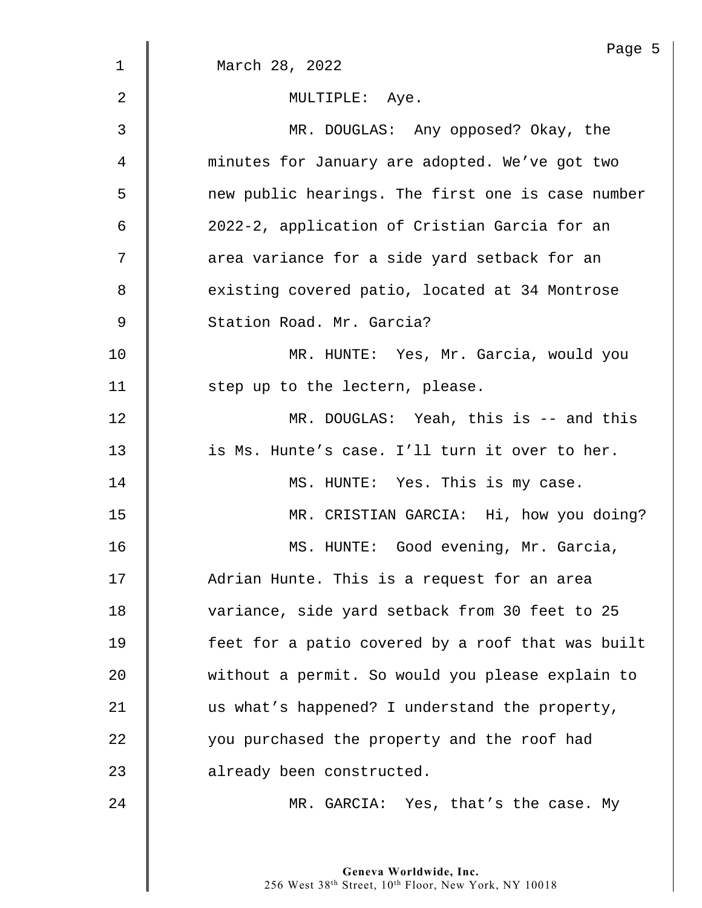March 28, 2022

MULTIPLE: Aye.

MR. DOUGLAS: Any opposed? Okay, the minutes for January are adopted. We've got two new public hearings. The first one is case number 2022-2, application of Cristian Garcia for an area variance for a side yard setback for an existing covered patio, located at 34 Montrose Station Road. Mr. Garcia?

MR. HUNTE: Yes, Mr. Garcia, would you step up to the lectern, please.

MR. DOUGLAS: Yeah, this is -- and this is Ms. Hunte's case. I'll turn it over to her.

MS. HUNTE: Yes. This is my case.

MR. CRISTIAN GARCIA: Hi, how you doing?

MS. HUNTE: Good evening, Mr. Garcia, Adrian Hunte. This is a request for an area variance, side yard setback from 30 feet to 25 feet for a patio covered by a roof that was built without a permit. So would you please explain to us what's happened? I understand the property, you purchased the property and the roof had already been constructed.

MR. GARCIA: Yes, that's the case. My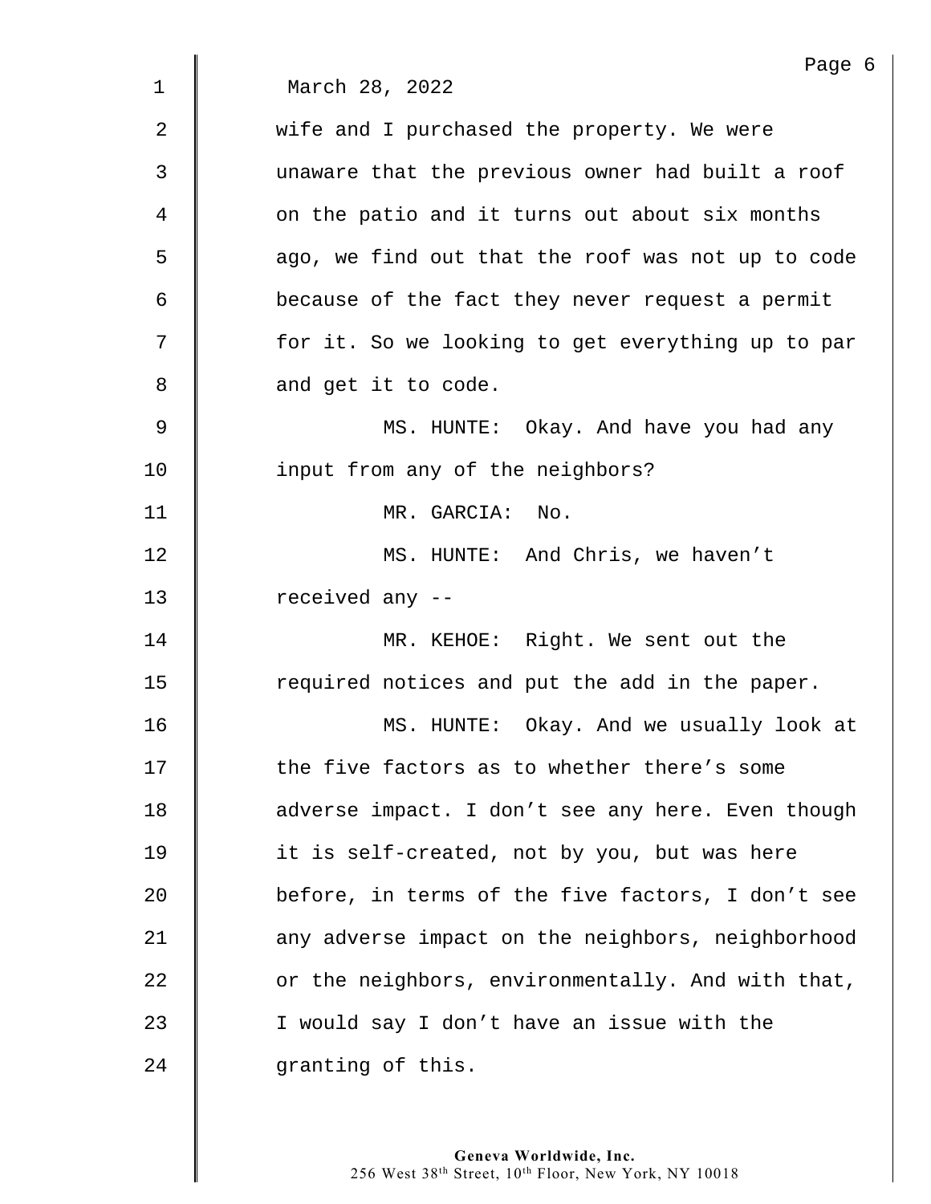March 28, 2022

wife and I purchased the property. We were unaware that the previous owner had built a roof on the patio and it turns out about six months ago, we find out that the roof was not up to code because of the fact they never request a permit for it. So we looking to get everything up to par and get it to code.

MS. HUNTE: Okay. And have you had any input from any of the neighbors?

MR. GARCIA: No.

MS. HUNTE: And Chris, we haven't received any --

MR. KEHOE: Right. We sent out the required notices and put the add in the paper.

MS. HUNTE: Okay. And we usually look at the five factors as to whether there's some adverse impact. I don't see any here. Even though it is self-created, not by you, but was here before, in terms of the five factors, I don't see any adverse impact on the neighbors, neighborhood or the neighbors, environmentally. And with that, I would say I don't have an issue with the granting of this.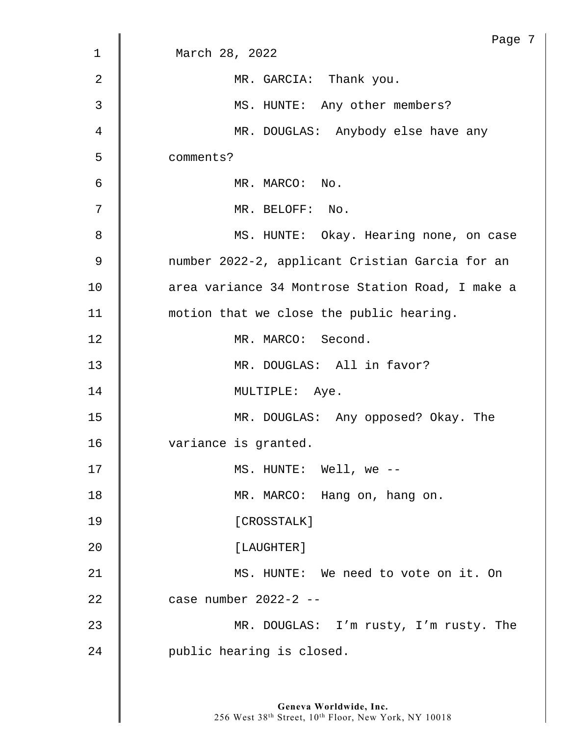March 28, 2022

MR. GARCIA: Thank you.

MS. HUNTE: Any other members?

MR. DOUGLAS: Anybody else have any comments?

MR. MARCO: No.

MR. BELOFF: No.

MS. HUNTE: Okay. Hearing none, on case number 2022-2, applicant Cristian Garcia for an area variance 34 Montrose Station Road, I make a motion that we close the public hearing.

MR. MARCO: Second.

MR. DOUGLAS: All in favor?

MULTIPLE: Aye.

MR. DOUGLAS: Any opposed? Okay. The variance is granted.

MS. HUNTE: Well, we --

MR. MARCO: Hang on, hang on.

[CROSSTALK]

[LAUGHTER]

MS. HUNTE: We need to vote on it. On case number 2022-2 --

MR. DOUGLAS: I'm rusty, I'm rusty. The public hearing is closed.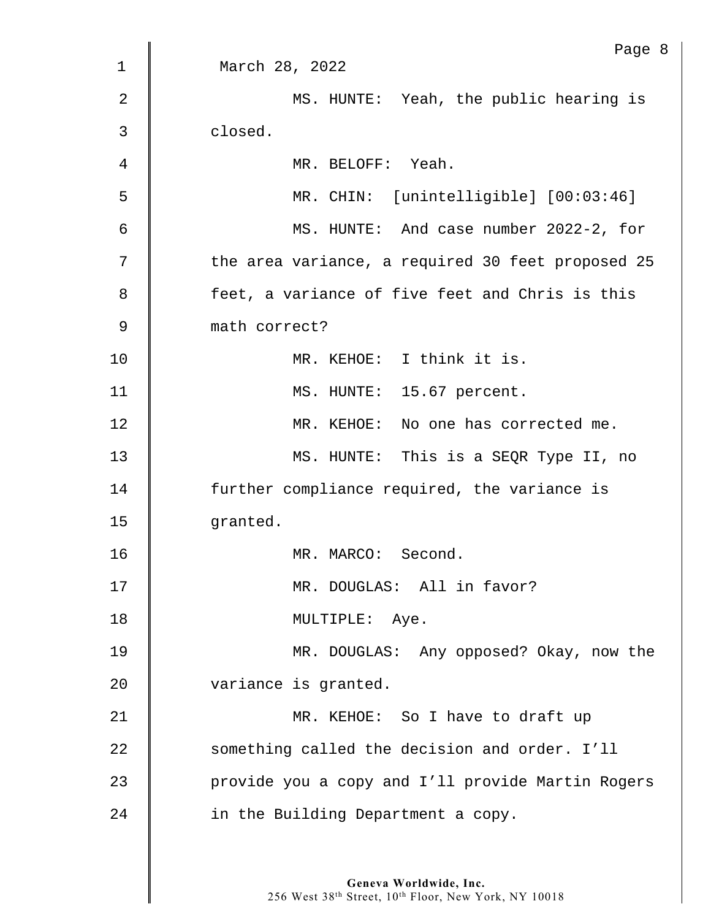March 28, 2022

MS. HUNTE: Yeah, the public hearing is closed.

MR. BELOFF: Yeah.

MR. CHIN: [unintelligible] [00:03:46]

MS. HUNTE: And case number 2022-2, for the area variance, a required 30 feet proposed 25 feet, a variance of five feet and Chris is this math correct?

MR. KEHOE: I think it is.

MS. HUNTE: 15.67 percent.

MR. KEHOE: No one has corrected me.

MS. HUNTE: This is a SEQR Type II, no further compliance required, the variance is granted.

MR. MARCO: Second.

MR. DOUGLAS: All in favor?

MULTIPLE: Aye.

MR. DOUGLAS: Any opposed? Okay, now the variance is granted.

MR. KEHOE: So I have to draft up something called the decision and order. I'll provide you a copy and I'll provide Martin Rogers in the Building Department a copy.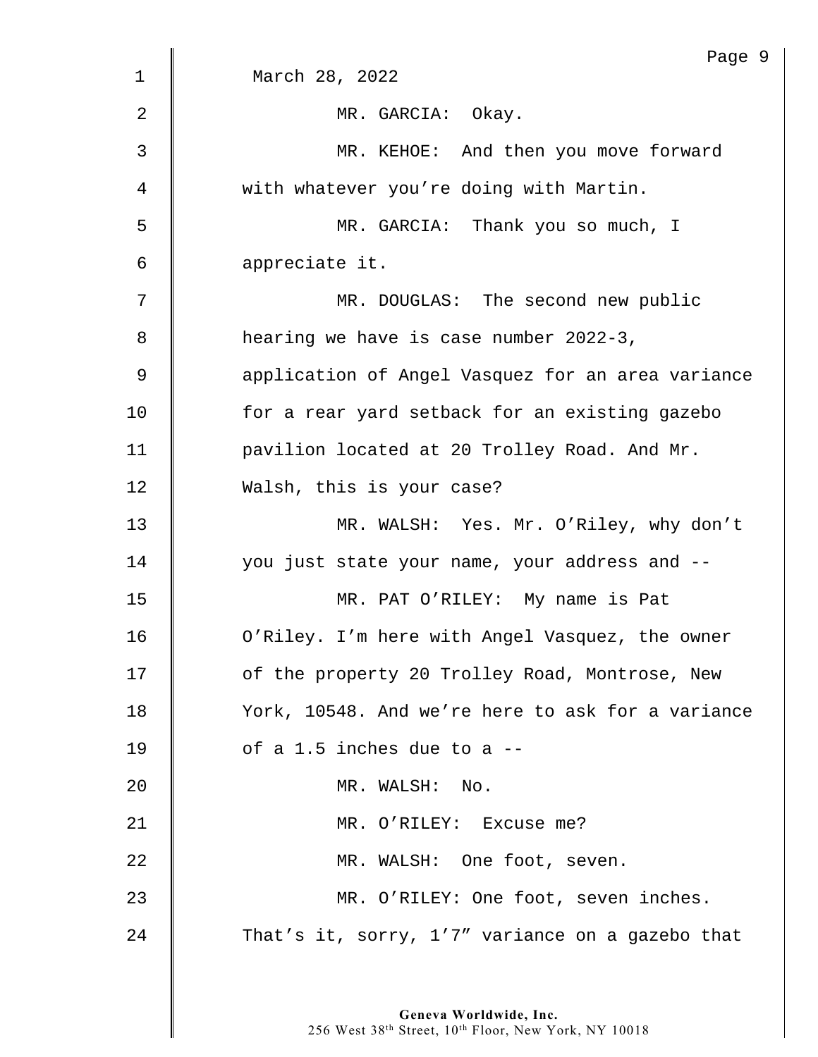March 28, 2022

MR. GARCIA: Okay.

MR. KEHOE: And then you move forward with whatever you're doing with Martin.

MR. GARCIA: Thank you so much, I appreciate it.

MR. DOUGLAS: The second new public hearing we have is case number 2022-3, application of Angel Vasquez for an area variance for a rear yard setback for an existing gazebo pavilion located at 20 Trolley Road. And Mr. Walsh, this is your case?

MR. WALSH: Yes. Mr. O'Riley, why don't you just state your name, your address and --

MR. PAT O'RILEY: My name is Pat O'Riley. I'm here with Angel Vasquez, the owner of the property 20 Trolley Road, Montrose, New York, 10548. And we're here to ask for a variance of a 1.5 inches due to a --

MR. WALSH: No.

MR. O'RILEY: Excuse me?

MR. WALSH: One foot, seven.

MR. O'RILEY: One foot, seven inches. That's it, sorry, 1'7" variance on a gazebo that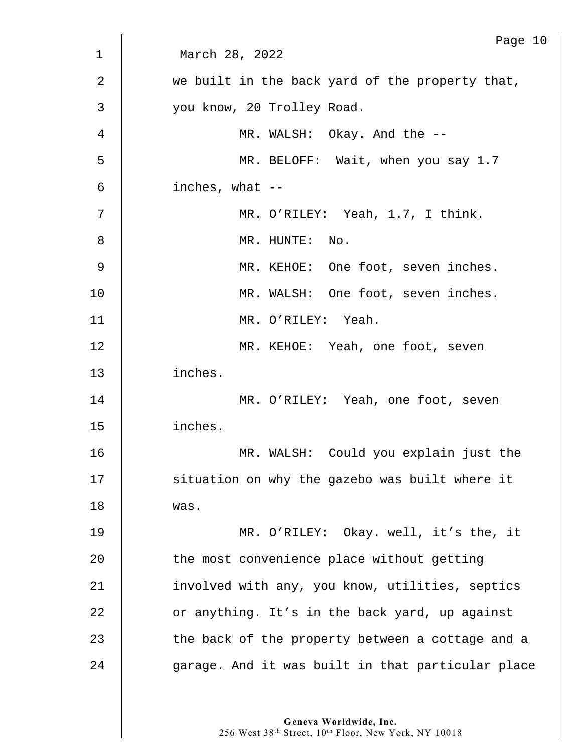March 28, 2022

we built in the back yard of the property that, you know, 20 Trolley Road.

MR. WALSH: Okay. And the --

MR. BELOFF: Wait, when you say 1.7 inches, what --

MR. O'RILEY: Yeah, 1.7, I think.

MR. HUNTE: No.

MR. KEHOE: One foot, seven inches.

MR. WALSH: One foot, seven inches.

MR. O'RILEY: Yeah.

MR. KEHOE: Yeah, one foot, seven inches.

MR. O'RILEY: Yeah, one foot, seven inches.

MR. WALSH: Could you explain just the situation on why the gazebo was built where it was.

MR. O'RILEY: Okay. well, it's the, it the most convenience place without getting involved with any, you know, utilities, septics or anything. It's in the back yard, up against the back of the property between a cottage and a garage. And it was built in that particular place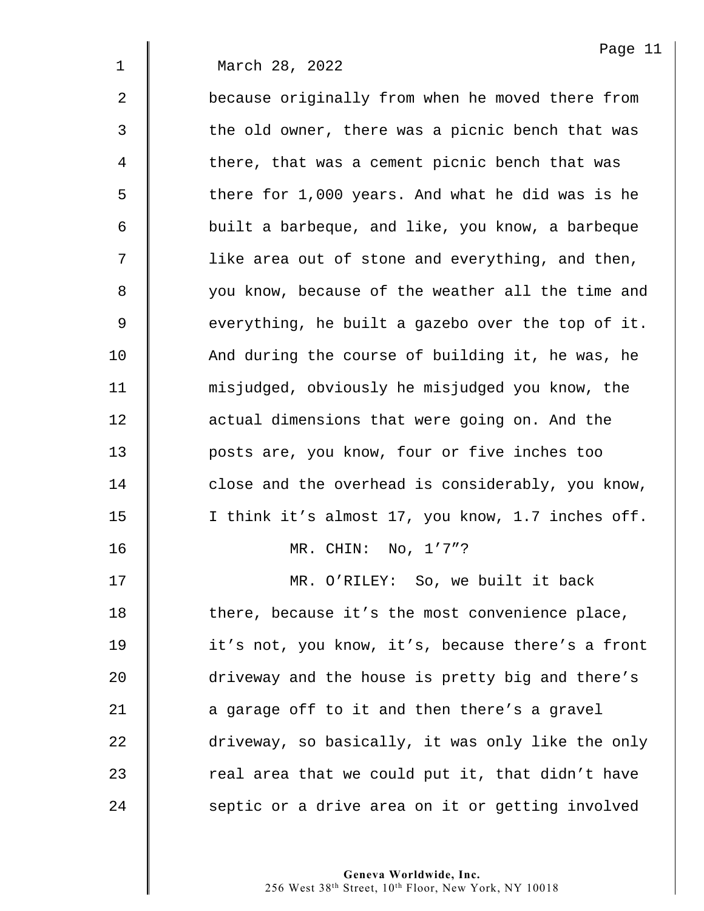March 28, 2022

because originally from when he moved there from the old owner, there was a picnic bench that was there, that was a cement picnic bench that was there for 1,000 years. And what he did was is he built a barbeque, and like, you know, a barbeque like area out of stone and everything, and then, you know, because of the weather all the time and everything, he built a gazebo over the top of it. And during the course of building it, he was, he misjudged, obviously he misjudged you know, the actual dimensions that were going on. And the posts are, you know, four or five inches too close and the overhead is considerably, you know, I think it’s almost 17, you know, 1.7 inches off.

MR. CHIN: No, 1’7”?

MR. O’RILEY: So, we built it back there, because it’s the most convenience place, it’s not, you know, it’s, because there’s a front driveway and the house is pretty big and there’s a garage off to it and then there’s a gravel driveway, so basically, it was only like the only real area that we could put it, that didn’t have septic or a drive area on it or getting involved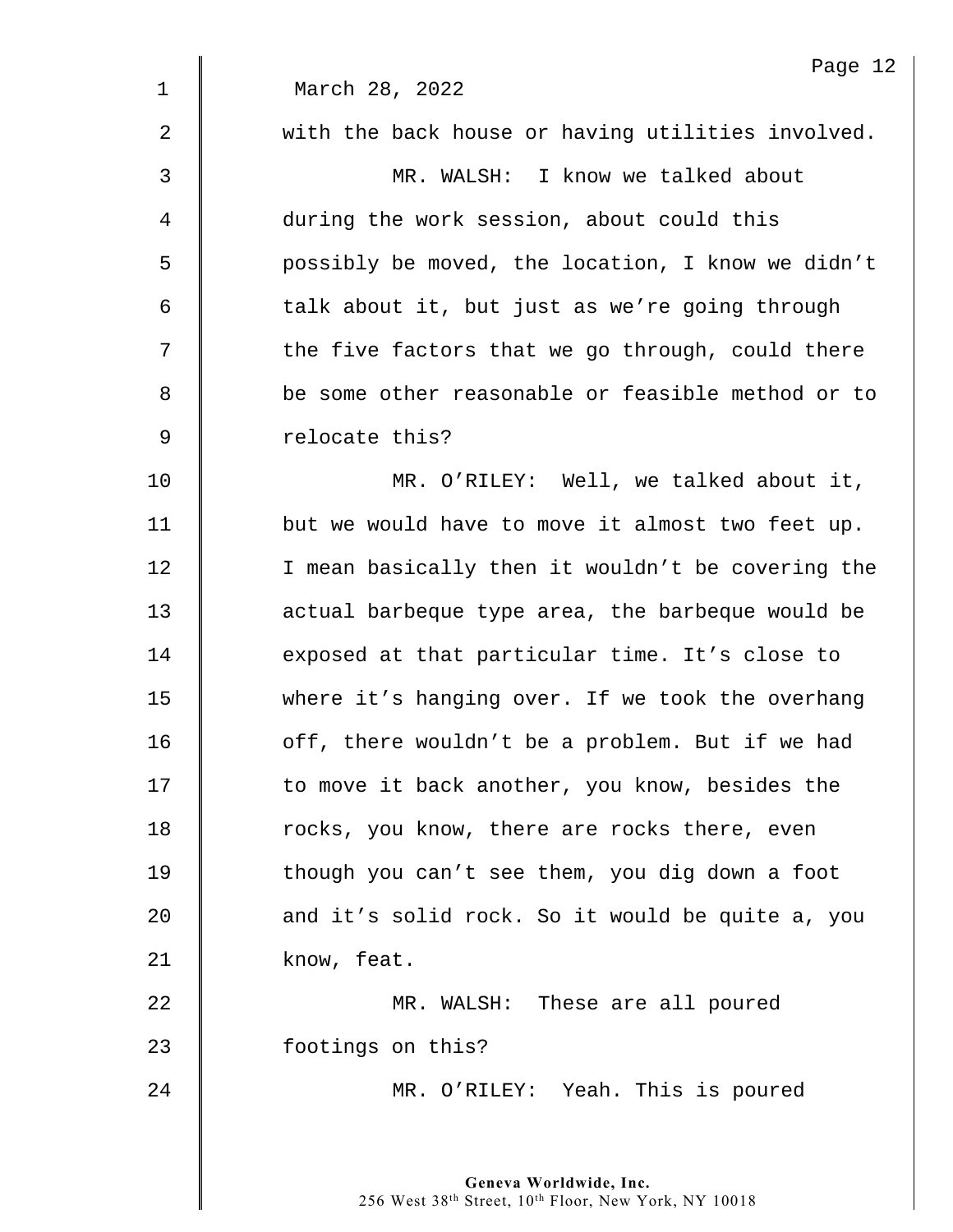March 28, 2022

with the back house or having utilities involved.

MR. WALSH: I know we talked about during the work session, about could this possibly be moved, the location, I know we didn't talk about it, but just as we're going through the five factors that we go through, could there be some other reasonable or feasible method or to relocate this?

MR. O'RILEY: Well, we talked about it, but we would have to move it almost two feet up. I mean basically then it wouldn't be covering the actual barbeque type area, the barbeque would be exposed at that particular time. It's close to where it's hanging over. If we took the overhang off, there wouldn't be a problem. But if we had to move it back another, you know, besides the rocks, you know, there are rocks there, even though you can't see them, you dig down a foot and it's solid rock. So it would be quite a, you know, feat.

MR. WALSH: These are all poured footings on this?

MR. O'RILEY: Yeah. This is poured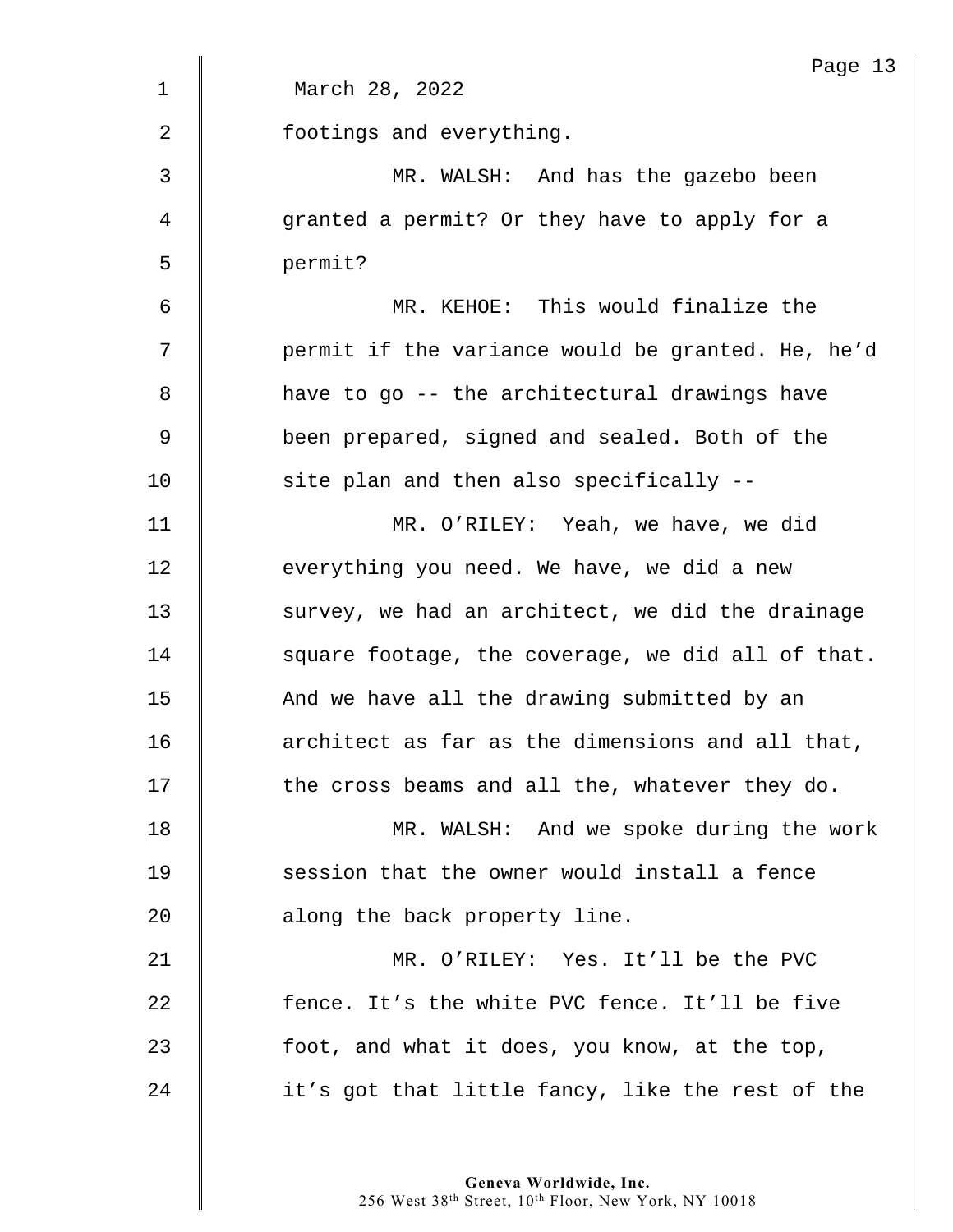March 28, 2022

footings and everything.

MR. WALSH: And has the gazebo been granted a permit? Or they have to apply for a permit?

MR. KEHOE: This would finalize the permit if the variance would be granted. He, he'd have to go -- the architectural drawings have been prepared, signed and sealed. Both of the site plan and then also specifically --

MR. O'RILEY: Yeah, we have, we did everything you need. We have, we did a new survey, we had an architect, we did the drainage square footage, the coverage, we did all of that. And we have all the drawing submitted by an architect as far as the dimensions and all that, the cross beams and all the, whatever they do.

MR. WALSH: And we spoke during the work session that the owner would install a fence along the back property line.

MR. O'RILEY: Yes. It'll be the PVC fence. It's the white PVC fence. It'll be five foot, and what it does, you know, at the top, it's got that little fancy, like the rest of the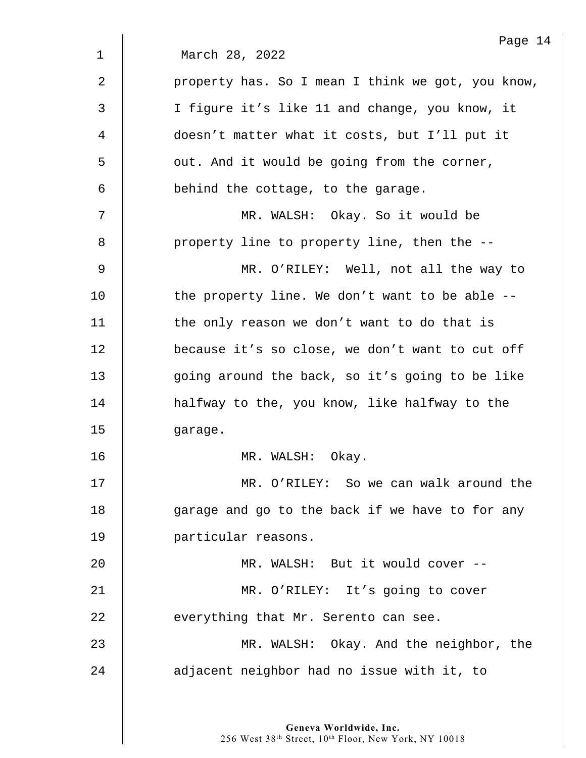March 28, 2022

property has. So I mean I think we got, you know, I figure it's like 11 and change, you know, it doesn't matter what it costs, but I'll put it out. And it would be going from the corner, behind the cottage, to the garage.

MR. WALSH: Okay. So it would be property line to property line, then the --

MR. O'RILEY: Well, not all the way to the property line. We don't want to be able -- the only reason we don't want to do that is because it's so close, we don't want to cut off going around the back, so it's going to be like halfway to the, you know, like halfway to the garage.

MR. WALSH: Okay.

MR. O'RILEY: So we can walk around the garage and go to the back if we have to for any particular reasons.

MR. WALSH: But it would cover --

MR. O'RILEY: It's going to cover everything that Mr. Serento can see.

MR. WALSH: Okay. And the neighbor, the adjacent neighbor had no issue with it, to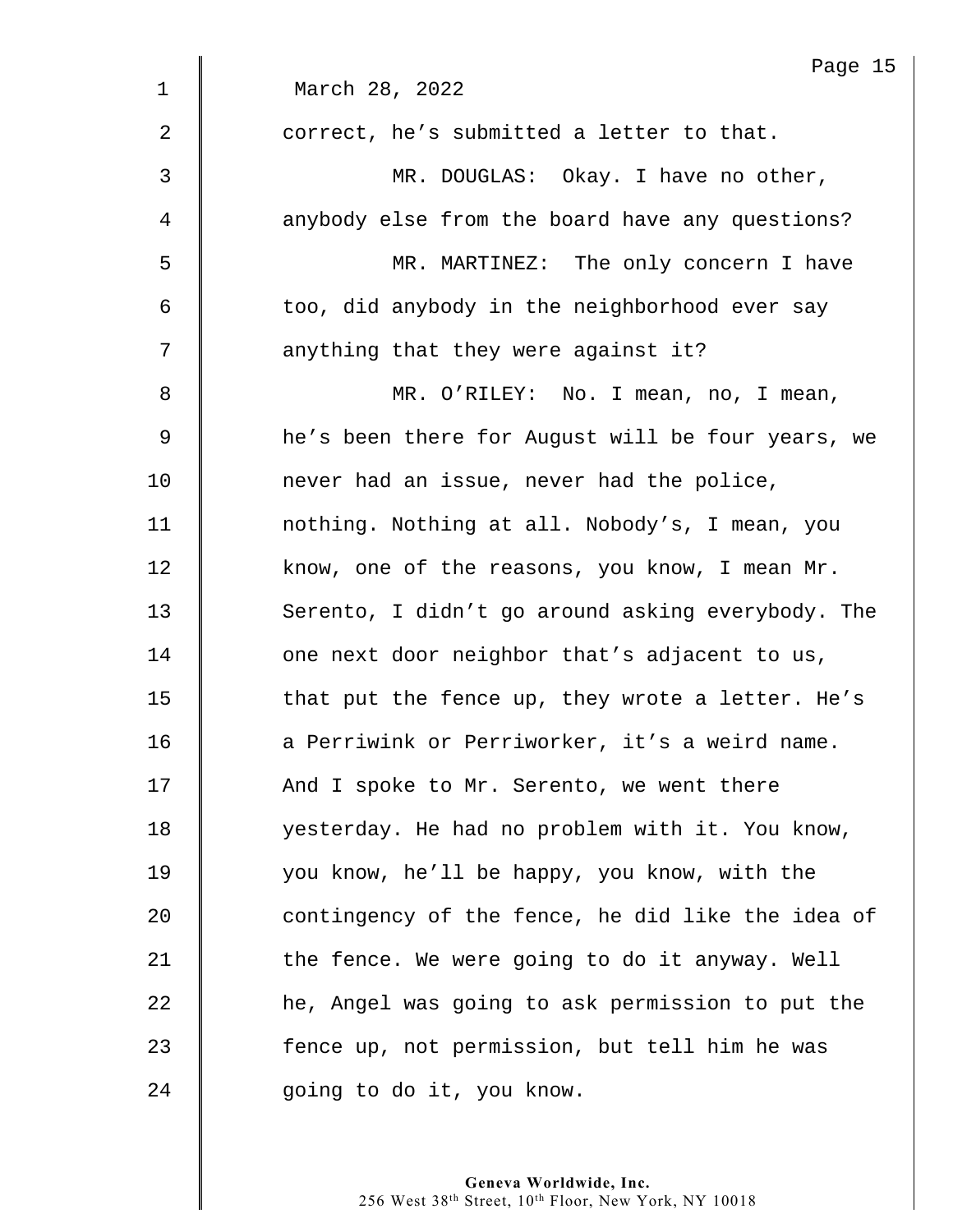March 28, 2022

correct, he’s submitted a letter to that.

MR. DOUGLAS: Okay. I have no other, anybody else from the board have any questions?

MR. MARTINEZ: The only concern I have too, did anybody in the neighborhood ever say anything that they were against it?

MR. O’RILEY: No. I mean, no, I mean, he’s been there for August will be four years, we never had an issue, never had the police, nothing. Nothing at all. Nobody’s, I mean, you know, one of the reasons, you know, I mean Mr. Serento, I didn’t go around asking everybody. The one next door neighbor that’s adjacent to us, that put the fence up, they wrote a letter. He’s a Perriwink or Perriworker, it’s a weird name. And I spoke to Mr. Serento, we went there yesterday. He had no problem with it. You know, you know, he’ll be happy, you know, with the contingency of the fence, he did like the idea of the fence. We were going to do it anyway. Well he, Angel was going to ask permission to put the fence up, not permission, but tell him he was going to do it, you know.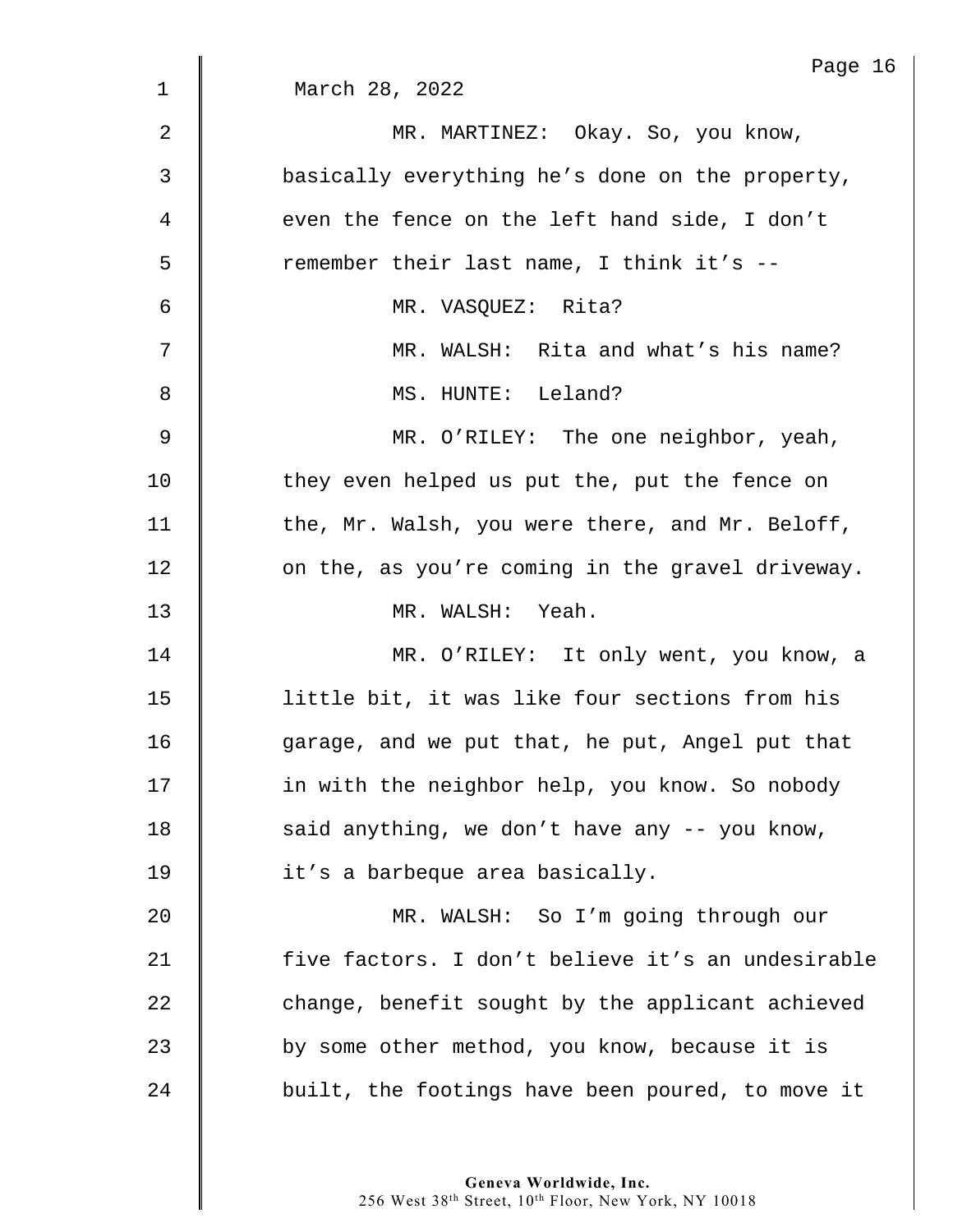March 28, 2022

MR. MARTINEZ: Okay. So, you know, basically everything he's done on the property, even the fence on the left hand side, I don't remember their last name, I think it's --

MR. VASQUEZ: Rita?

MR. WALSH: Rita and what's his name?

MS. HUNTE: Leland?

MR. O'RILEY: The one neighbor, yeah, they even helped us put the, put the fence on the, Mr. Walsh, you were there, and Mr. Beloff, on the, as you're coming in the gravel driveway.

MR. WALSH: Yeah.

MR. O'RILEY: It only went, you know, a little bit, it was like four sections from his garage, and we put that, he put, Angel put that in with the neighbor help, you know. So nobody said anything, we don't have any -- you know, it's a barbeque area basically.

MR. WALSH: So I'm going through our five factors. I don't believe it's an undesirable change, benefit sought by the applicant achieved by some other method, you know, because it is built, the footings have been poured, to move it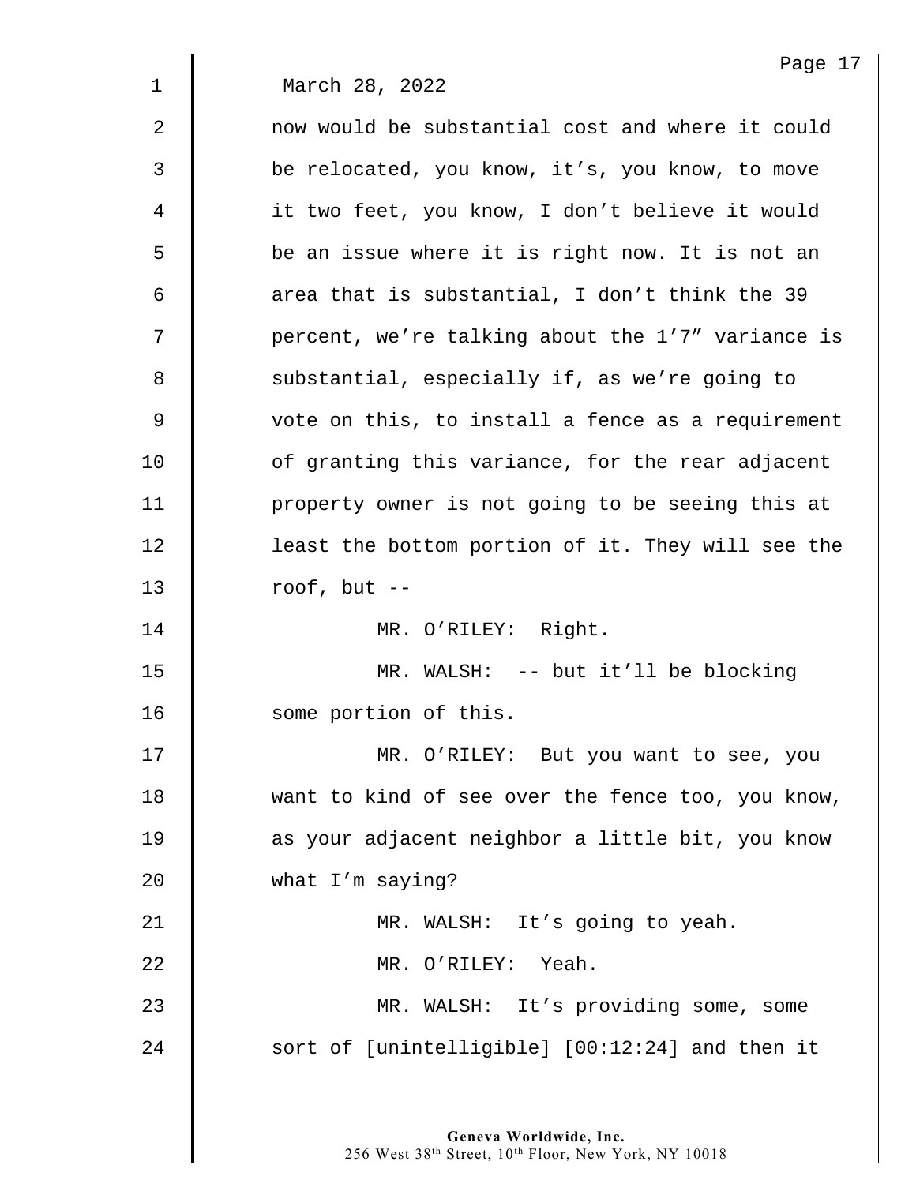March 28, 2022

now would be substantial cost and where it could be relocated, you know, it’s, you know, to move it two feet, you know, I don’t believe it would be an issue where it is right now. It is not an area that is substantial, I don’t think the 39 percent, we’re talking about the 1’7” variance is substantial, especially if, as we’re going to vote on this, to install a fence as a requirement of granting this variance, for the rear adjacent property owner is not going to be seeing this at least the bottom portion of it. They will see the roof, but --

MR. O’RILEY: Right.

MR. WALSH: -- but it’ll be blocking some portion of this.

MR. O’RILEY: But you want to see, you want to kind of see over the fence too, you know, as your adjacent neighbor a little bit, you know what I’m saying?

MR. WALSH: It’s going to yeah.

MR. O’RILEY: Yeah.

MR. WALSH: It’s providing some, some sort of [unintelligible] [00:12:24] and then it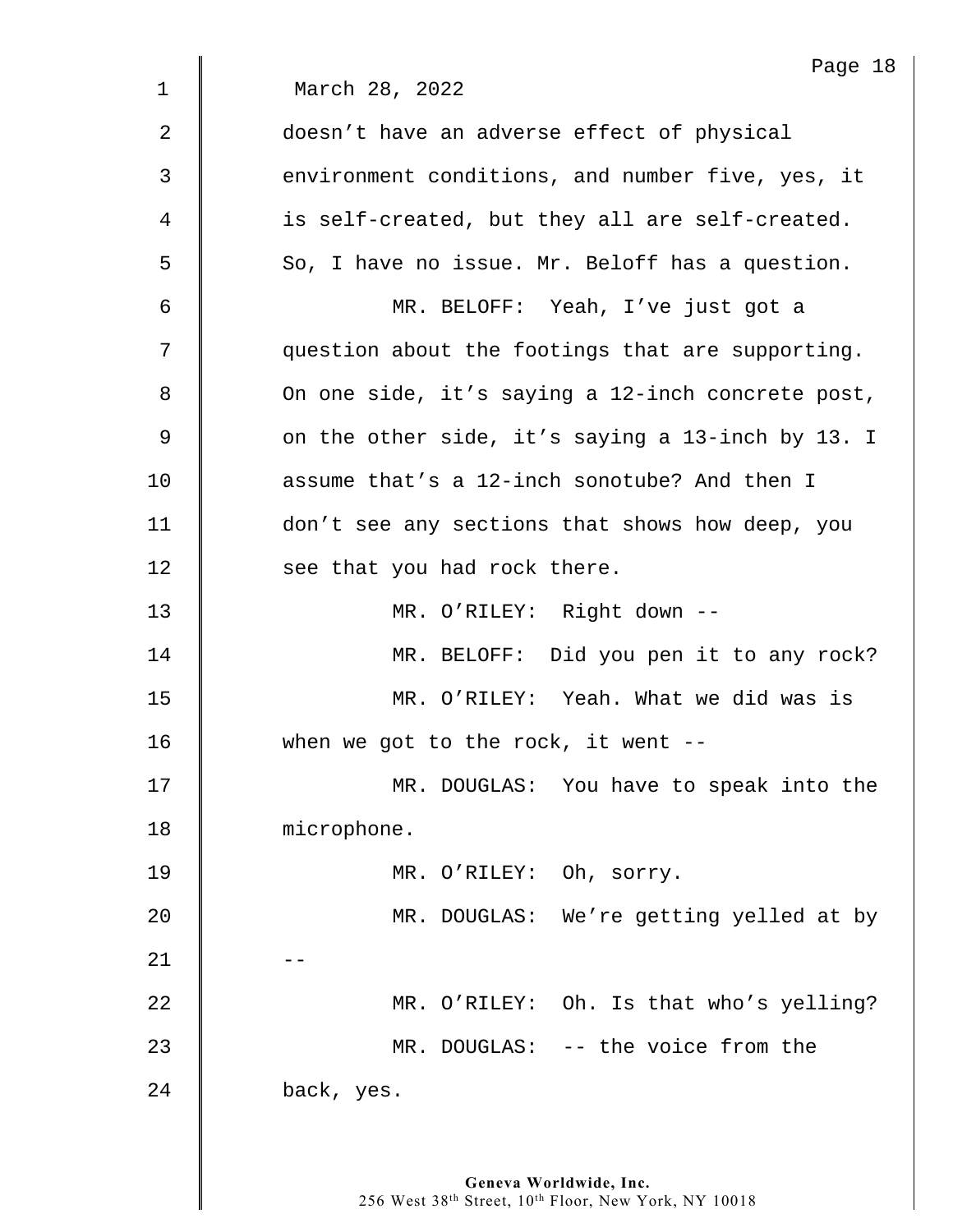March 28, 2022

doesn't have an adverse effect of physical environment conditions, and number five, yes, it is self-created, but they all are self-created. So, I have no issue. Mr. Beloff has a question.

MR. BELOFF: Yeah, I've just got a question about the footings that are supporting. On one side, it's saying a 12-inch concrete post, on the other side, it's saying a 13-inch by 13. I assume that's a 12-inch sonotube? And then I don't see any sections that shows how deep, you see that you had rock there.

MR. O'RILEY: Right down --

MR. BELOFF: Did you pen it to any rock?

MR. O'RILEY: Yeah. What we did was is when we got to the rock, it went --

MR. DOUGLAS: You have to speak into the microphone.

MR. O'RILEY: Oh, sorry.

MR. DOUGLAS: We're getting yelled at by --

MR. O'RILEY: Oh. Is that who's yelling?

MR. DOUGLAS: -- the voice from the back, yes.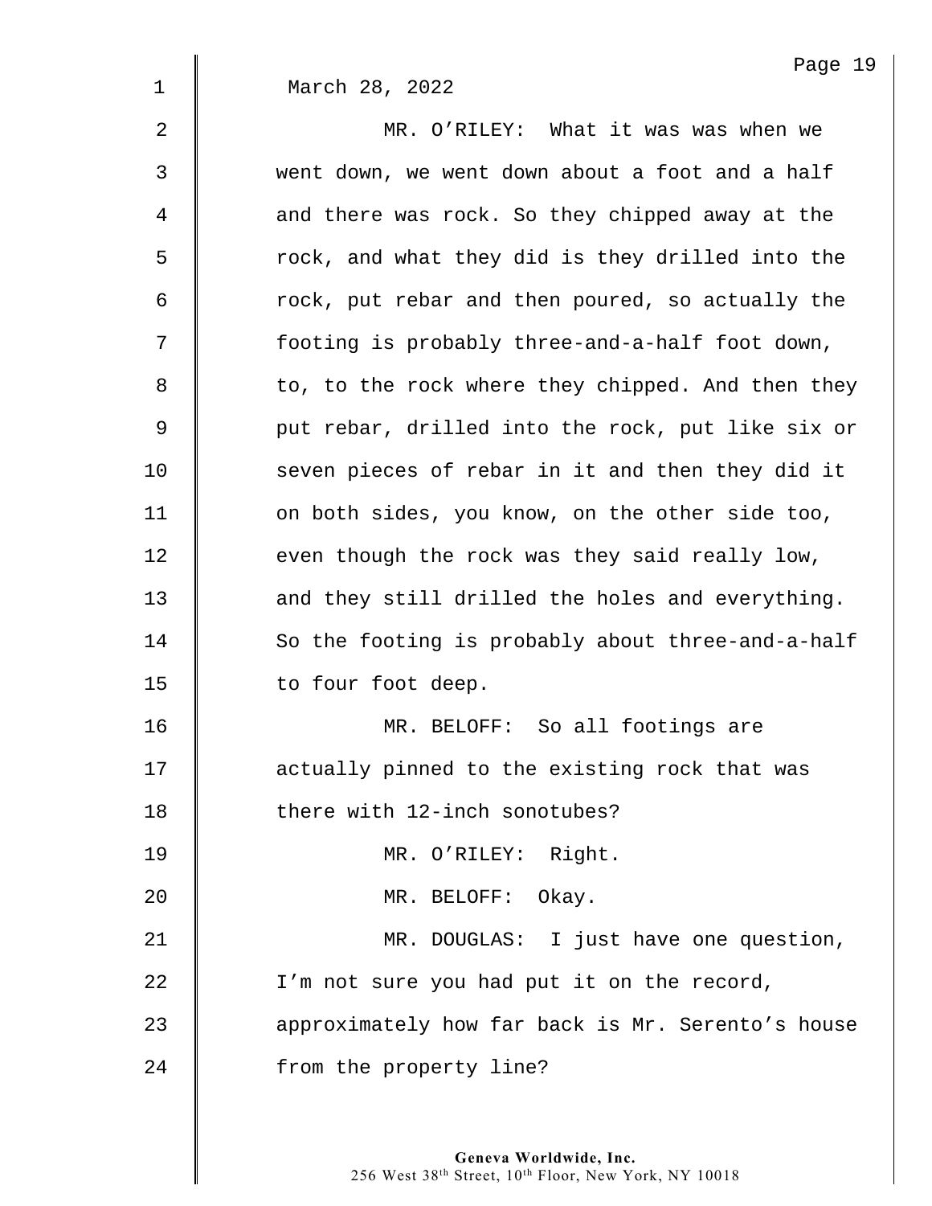March 28, 2022

MR. O'RILEY: What it was was when we went down, we went down about a foot and a half and there was rock. So they chipped away at the rock, and what they did is they drilled into the rock, put rebar and then poured, so actually the footing is probably three-and-a-half foot down, to, to the rock where they chipped. And then they put rebar, drilled into the rock, put like six or seven pieces of rebar in it and then they did it on both sides, you know, on the other side too, even though the rock was they said really low, and they still drilled the holes and everything. So the footing is probably about three-and-a-half to four foot deep.

MR. BELOFF: So all footings are actually pinned to the existing rock that was there with 12-inch sonotubes?

MR. O'RILEY: Right.

MR. BELOFF: Okay.

MR. DOUGLAS: I just have one question, I'm not sure you had put it on the record, approximately how far back is Mr. Serento's house from the property line?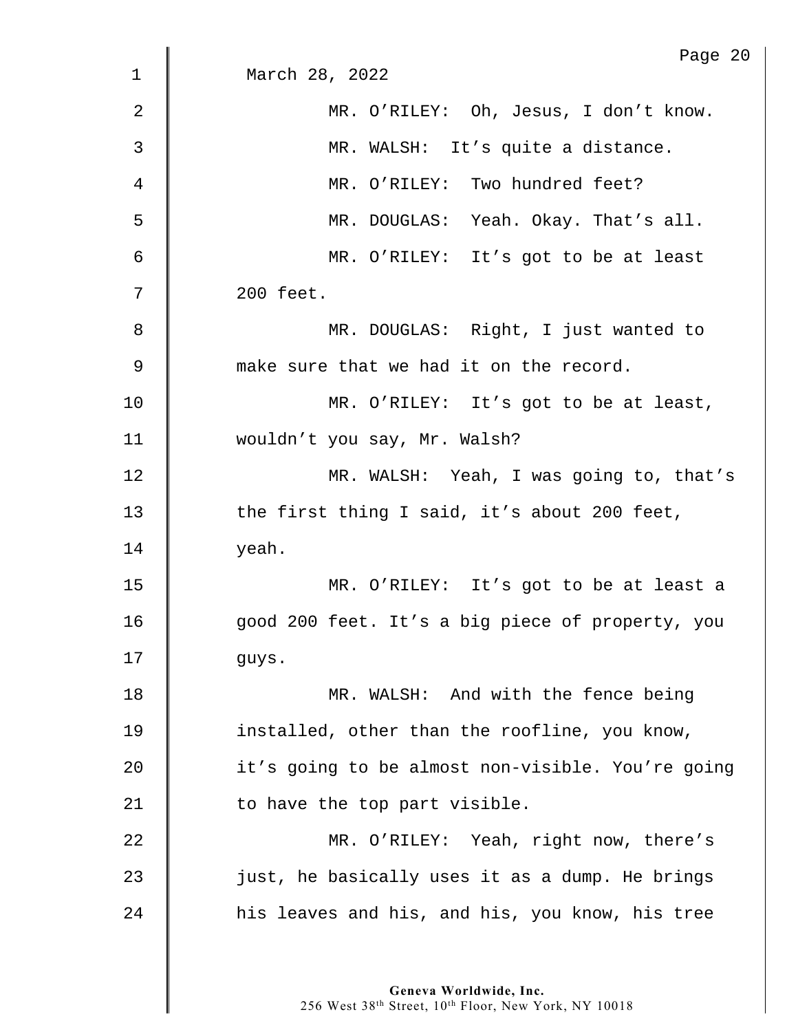March 28, 2022

MR. O'RILEY: Oh, Jesus, I don't know.

MR. WALSH: It's quite a distance.

MR. O'RILEY: Two hundred feet?

MR. DOUGLAS: Yeah. Okay. That's all.

MR. O'RILEY: It's got to be at least 200 feet.

MR. DOUGLAS: Right, I just wanted to make sure that we had it on the record.

MR. O'RILEY: It's got to be at least, wouldn't you say, Mr. Walsh?

MR. WALSH: Yeah, I was going to, that's the first thing I said, it's about 200 feet, yeah.

MR. O'RILEY: It's got to be at least a good 200 feet. It's a big piece of property, you guys.

MR. WALSH: And with the fence being installed, other than the roofline, you know, it's going to be almost non-visible. You're going to have the top part visible.

MR. O'RILEY: Yeah, right now, there's just, he basically uses it as a dump. He brings his leaves and his, and his, you know, his tree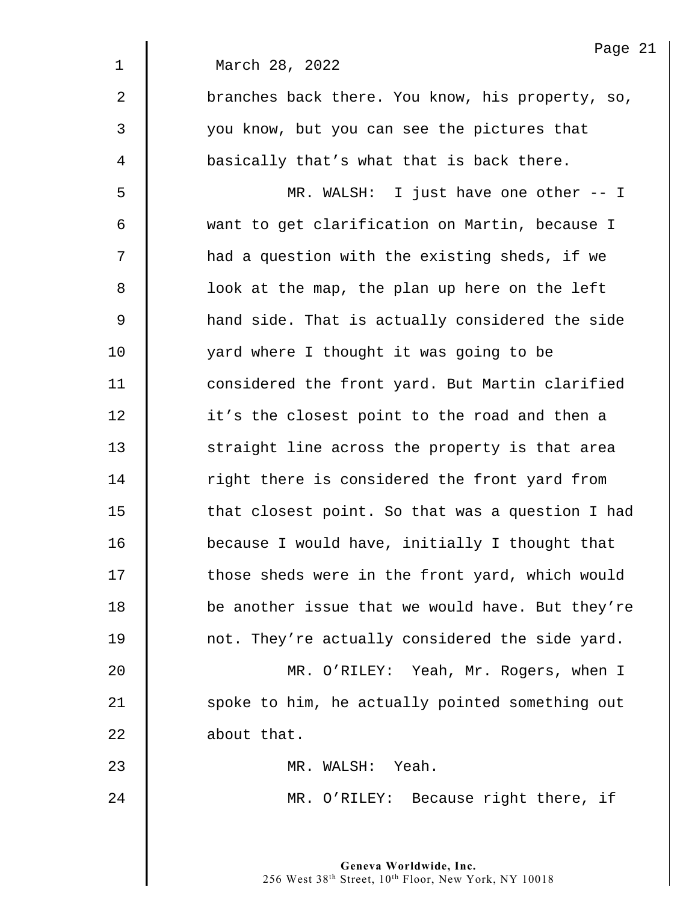March 28, 2022

branches back there. You know, his property, so, you know, but you can see the pictures that basically that's what that is back there.

MR. WALSH: I just have one other -- I want to get clarification on Martin, because I had a question with the existing sheds, if we look at the map, the plan up here on the left hand side. That is actually considered the side yard where I thought it was going to be considered the front yard. But Martin clarified it's the closest point to the road and then a straight line across the property is that area right there is considered the front yard from that closest point. So that was a question I had because I would have, initially I thought that those sheds were in the front yard, which would be another issue that we would have. But they're not. They're actually considered the side yard.

MR. O'RILEY: Yeah, Mr. Rogers, when I spoke to him, he actually pointed something out about that.

MR. WALSH: Yeah.

MR. O'RILEY: Because right there, if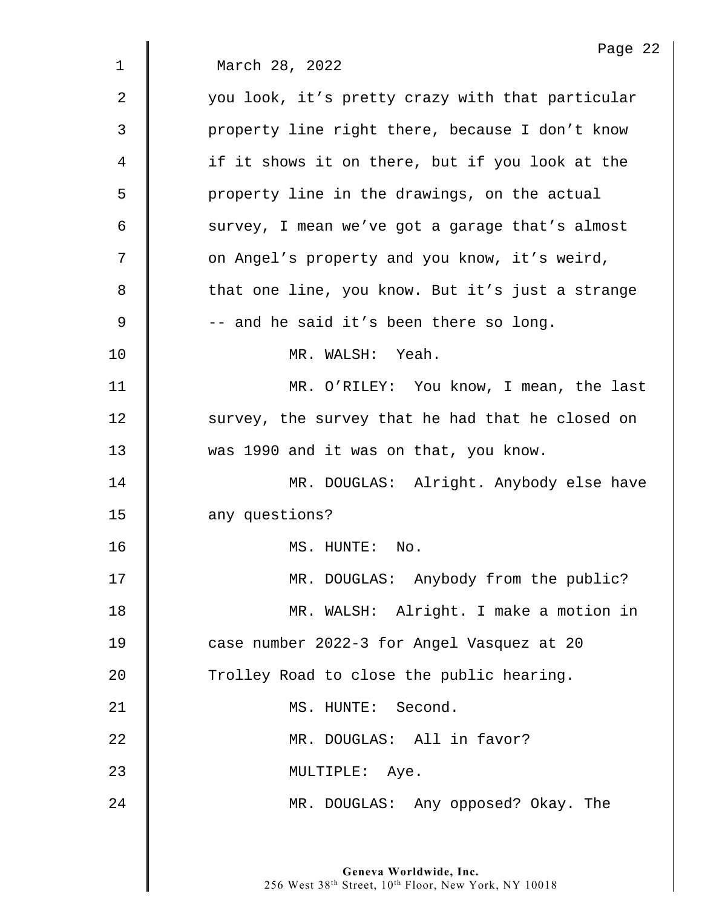March 28, 2022

you look, it's pretty crazy with that particular property line right there, because I don't know if it shows it on there, but if you look at the property line in the drawings, on the actual survey, I mean we've got a garage that's almost on Angel's property and you know, it's weird, that one line, you know. But it's just a strange -- and he said it's been there so long.

MR. WALSH: Yeah.

MR. O'RILEY: You know, I mean, the last survey, the survey that he had that he closed on was 1990 and it was on that, you know.

MR. DOUGLAS: Alright. Anybody else have any questions?

MS. HUNTE: No.

MR. DOUGLAS: Anybody from the public?

MR. WALSH: Alright. I make a motion in case number 2022-3 for Angel Vasquez at 20 Trolley Road to close the public hearing.

MS. HUNTE: Second.

MR. DOUGLAS: All in favor?

MULTIPLE: Aye.

MR. DOUGLAS: Any opposed? Okay. The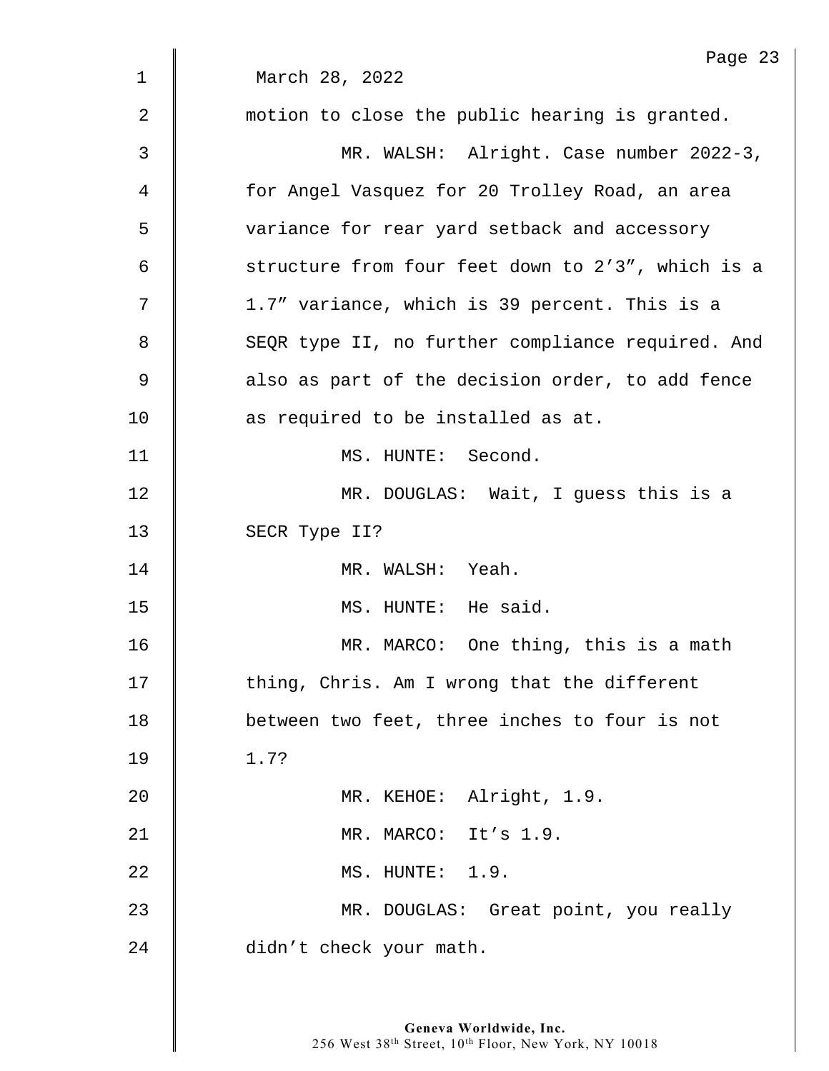March 28, 2022

motion to close the public hearing is granted.

MR. WALSH: Alright. Case number 2022-3, for Angel Vasquez for 20 Trolley Road, an area variance for rear yard setback and accessory structure from four feet down to 2’3”, which is a 1.7” variance, which is 39 percent. This is a SEQR type II, no further compliance required. And also as part of the decision order, to add fence as required to be installed as at.

MS. HUNTE: Second.

MR. DOUGLAS: Wait, I guess this is a SECR Type II?

MR. WALSH: Yeah.

MS. HUNTE: He said.

MR. MARCO: One thing, this is a math thing, Chris. Am I wrong that the different between two feet, three inches to four is not 1.7?

MR. KEHOE: Alright, 1.9.

MR. MARCO: It’s 1.9.

MS. HUNTE: 1.9.

MR. DOUGLAS: Great point, you really didn’t check your math.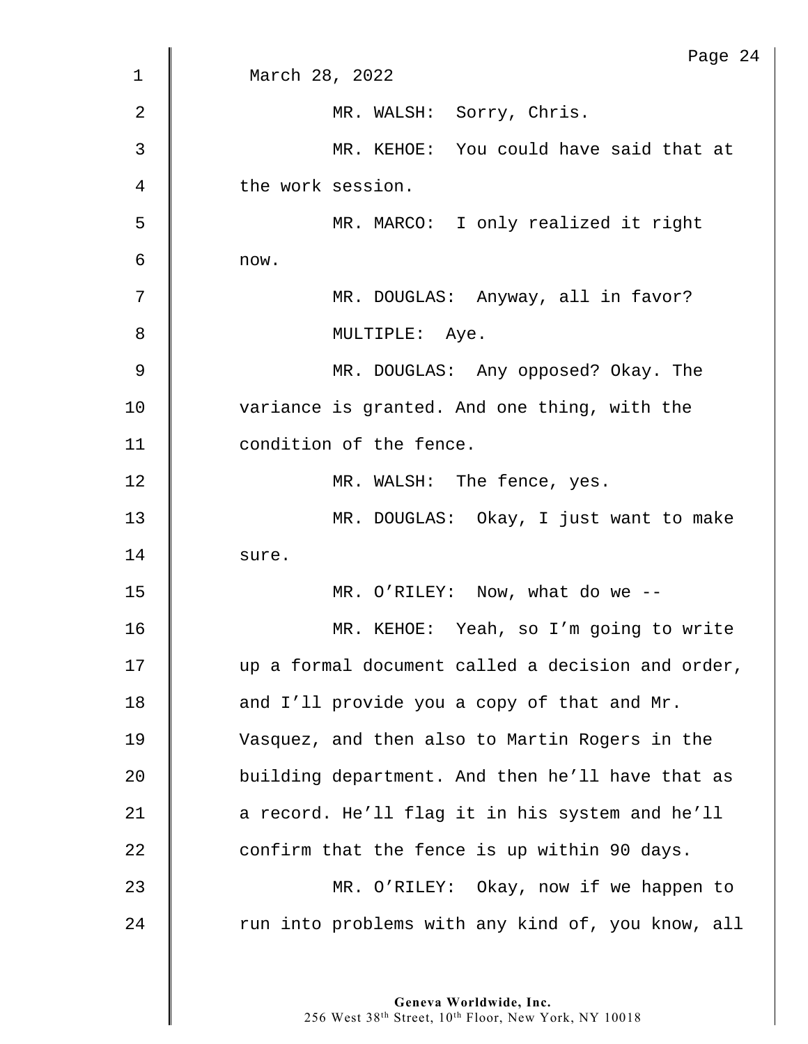March 28, 2022

MR. WALSH: Sorry, Chris.

MR. KEHOE: You could have said that at the work session.

MR. MARCO: I only realized it right now.

MR. DOUGLAS: Anyway, all in favor?

MULTIPLE: Aye.

MR. DOUGLAS: Any opposed? Okay. The variance is granted. And one thing, with the condition of the fence.

MR. WALSH: The fence, yes.

MR. DOUGLAS: Okay, I just want to make sure.

MR. O'RILEY: Now, what do we --

MR. KEHOE: Yeah, so I'm going to write up a formal document called a decision and order, and I'll provide you a copy of that and Mr. Vasquez, and then also to Martin Rogers in the building department. And then he'll have that as a record. He'll flag it in his system and he'll confirm that the fence is up within 90 days.

MR. O'RILEY: Okay, now if we happen to run into problems with any kind of, you know, all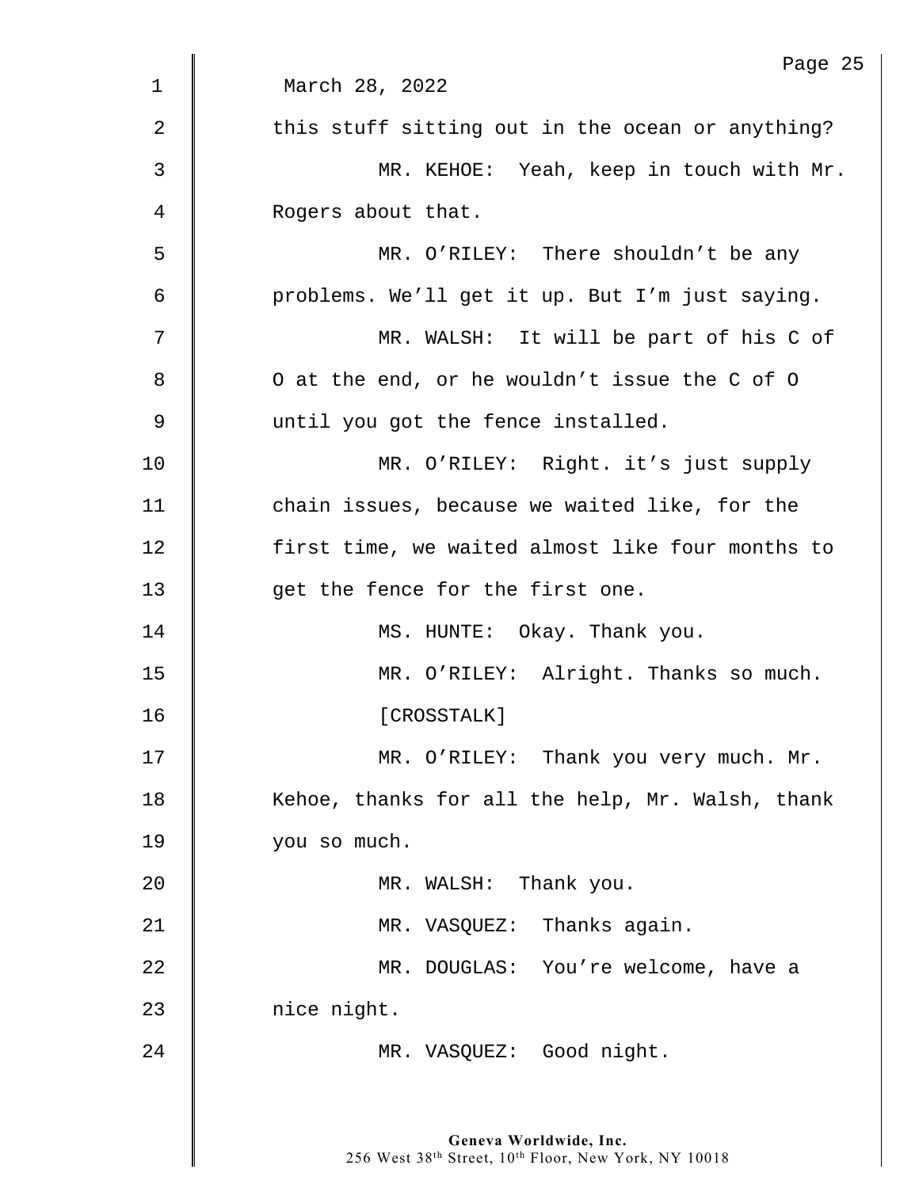March 28, 2022

this stuff sitting out in the ocean or anything?

MR. KEHOE: Yeah, keep in touch with Mr. Rogers about that.

MR. O'RILEY: There shouldn't be any problems. We'll get it up. But I'm just saying.

MR. WALSH: It will be part of his C of O at the end, or he wouldn't issue the C of O until you got the fence installed.

MR. O'RILEY: Right. it's just supply chain issues, because we waited like, for the first time, we waited almost like four months to get the fence for the first one.

MS. HUNTE: Okay. Thank you.

MR. O'RILEY: Alright. Thanks so much.

[CROSSTALK]

MR. O'RILEY: Thank you very much. Mr. Kehoe, thanks for all the help, Mr. Walsh, thank you so much.

MR. WALSH: Thank you.

MR. VASQUEZ: Thanks again.

MR. DOUGLAS: You're welcome, have a nice night.

MR. VASQUEZ: Good night.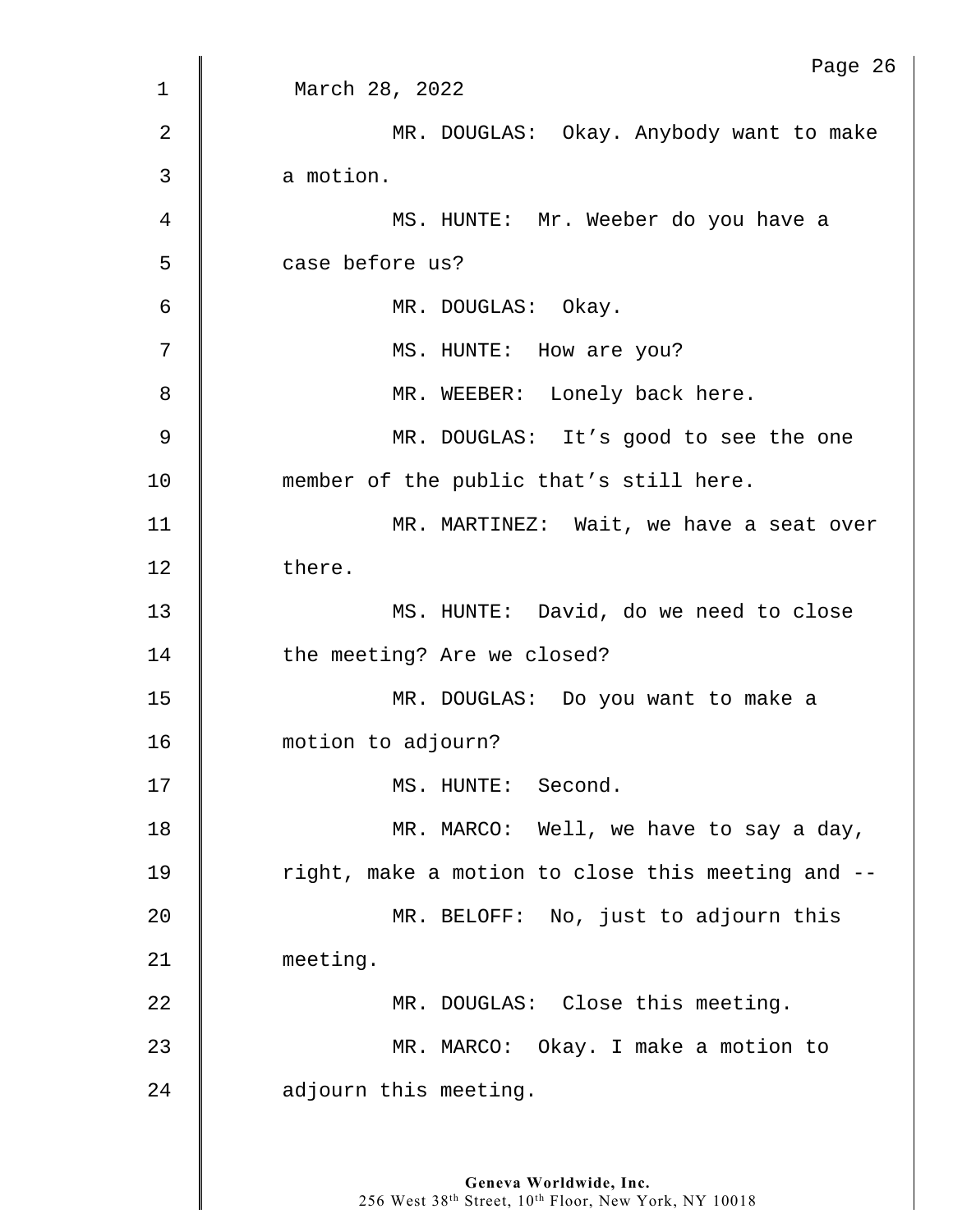March 28, 2022

MR. DOUGLAS: Okay. Anybody want to make a motion.

MS. HUNTE: Mr. Weeber do you have a case before us?

MR. DOUGLAS: Okay.

MS. HUNTE: How are you?

MR. WEEBER: Lonely back here.

MR. DOUGLAS: It's good to see the one member of the public that's still here.

MR. MARTINEZ: Wait, we have a seat over there.

MS. HUNTE: David, do we need to close the meeting? Are we closed?

MR. DOUGLAS: Do you want to make a motion to adjourn?

MS. HUNTE: Second.

MR. MARCO: Well, we have to say a day, right, make a motion to close this meeting and --

MR. BELOFF: No, just to adjourn this meeting.

MR. DOUGLAS: Close this meeting.

MR. MARCO: Okay. I make a motion to adjourn this meeting.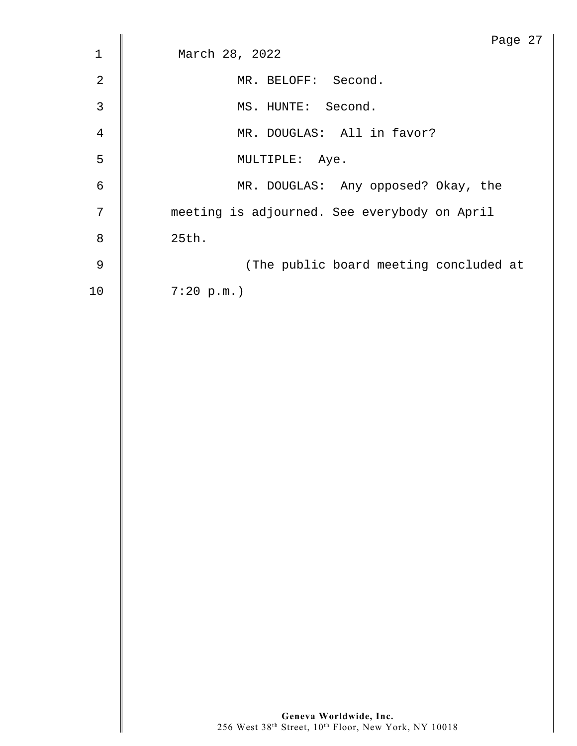March 28, 2022

MR. BELOFF: Second.

MS. HUNTE: Second.

MR. DOUGLAS: All in favor?

MULTIPLE: Aye.

MR. DOUGLAS: Any opposed? Okay, the meeting is adjourned. See everybody on April 25th.

(The public board meeting concluded at 7:20 p.m.)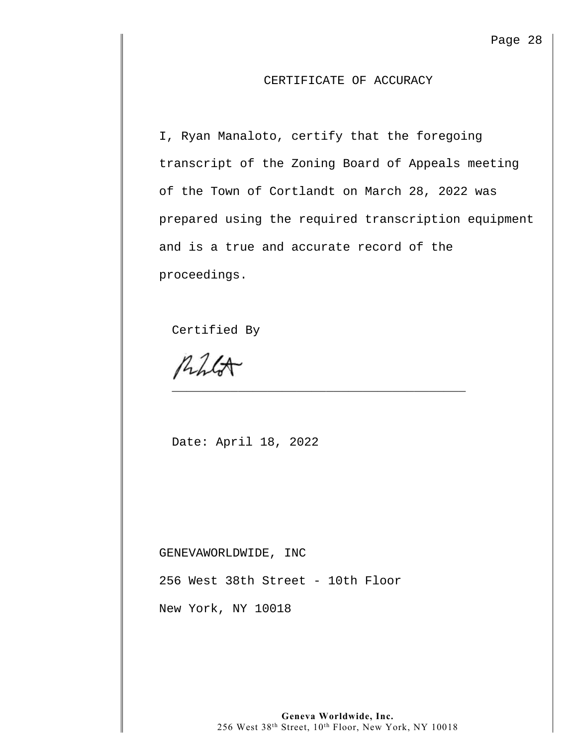# CERTIFICATE OF ACCURACY

I, Ryan Manaloto, certify that the foregoing transcript of the Zoning Board of Appeals meeting of the Town of Cortlandt on March 28, 2022 was prepared using the required transcription equipment and is a true and accurate record of the proceedings.

Certified By

\_\_\_\_\_\_\_\_\_\_\_\_\_\_\_\_\_\_\_\_\_\_\_\_\_\_\_\_\_\_\_\_\_\_\_\_\_\_\_\_

Date: April 18, 2022

GENEVAWORLDWIDE, INC

256 West 38th Street - 10th Floor

New York, NY 10018